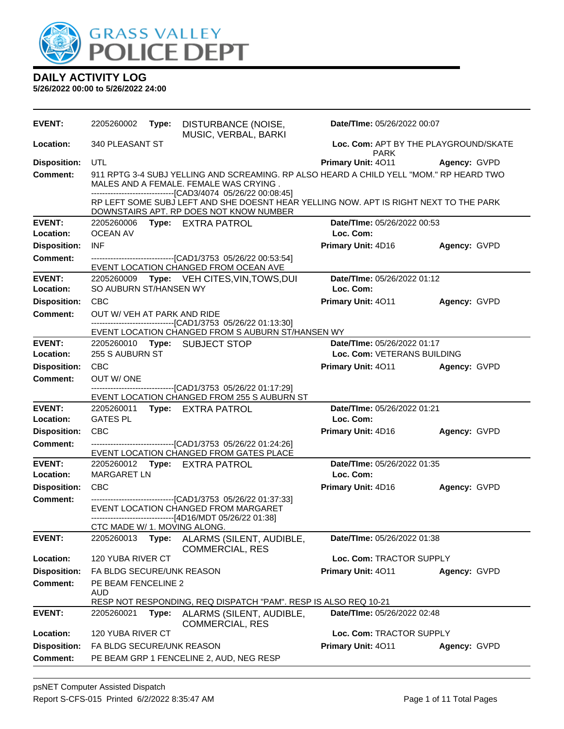GRASS VALLEY POLICE DEPT

## DAILY ACTIVITY LOG

**5/26/2022 00:00 to 5/26/2022 24:00**

---

**EVENT:** 2205260002 **Type:** DISTURBANCE (NOISE, MUSIC, VERBAL, BARKI **Date/TIme:** 05/26/2022 00:07
**Location:** 340 PLEASANT ST **Loc. Com:** APT BY THE PLAYGROUND/SKATE PARK
**Disposition:** UTL **Primary Unit:** 4O11 **Agency:** GVPD
**Comment:** 911 RPTG 3-4 SUBJ YELLING AND SCREAMING. RP ALSO HEARD A CHILD YELL "MOM." RP HEARD TWO MALES AND A FEMALE. FEMALE WAS CRYING .
------------------------------[CAD3/4074 05/26/22 00:08:45]
RP LEFT SOME SUBJ LEFT AND SHE DOESNT HEAR YELLING NOW. APT IS RIGHT NEXT TO THE PARK DOWNSTAIRS APT. RP DOES NOT KNOW NUMBER

---

**EVENT:** 2205260006 **Type:** EXTRA PATROL **Date/TIme:** 05/26/2022 00:53
**Location:** OCEAN AV **Loc. Com:**
**Disposition:** INF **Primary Unit:** 4D16 **Agency:** GVPD
**Comment:** ------------------------------[CAD1/3753 05/26/22 00:53:54]
EVENT LOCATION CHANGED FROM OCEAN AVE

---

**EVENT:** 2205260009 **Type:** VEH CITES,VIN,TOWS,DUI **Date/TIme:** 05/26/2022 01:12
**Location:** SO AUBURN ST/HANSEN WY **Loc. Com:**
**Disposition:** CBC **Primary Unit:** 4O11 **Agency:** GVPD
**Comment:** OUT W/ VEH AT PARK AND RIDE
------------------------------[CAD1/3753 05/26/22 01:13:30]
EVENT LOCATION CHANGED FROM S AUBURN ST/HANSEN WY

---

**EVENT:** 2205260010 **Type:** SUBJECT STOP **Date/TIme:** 05/26/2022 01:17
**Location:** 255 S AUBURN ST **Loc. Com:** VETERANS BUILDING
**Disposition:** CBC **Primary Unit:** 4O11 **Agency:** GVPD
**Comment:** OUT W/ ONE
------------------------------[CAD1/3753 05/26/22 01:17:29]
EVENT LOCATION CHANGED FROM 255 S AUBURN ST

---

**EVENT:** 2205260011 **Type:** EXTRA PATROL **Date/TIme:** 05/26/2022 01:21
**Location:** GATES PL **Loc. Com:**
**Disposition:** CBC **Primary Unit:** 4D16 **Agency:** GVPD
**Comment:** ------------------------------[CAD1/3753 05/26/22 01:24:26]
EVENT LOCATION CHANGED FROM GATES PLACE

---

**EVENT:** 2205260012 **Type:** EXTRA PATROL **Date/TIme:** 05/26/2022 01:35
**Location:** MARGARET LN **Loc. Com:**
**Disposition:** CBC **Primary Unit:** 4D16 **Agency:** GVPD
**Comment:** ------------------------------[CAD1/3753 05/26/22 01:37:33]
EVENT LOCATION CHANGED FROM MARGARET
------------------------------[4D16/MDT 05/26/22 01:38]
CTC MADE W/ 1. MOVING ALONG.

---

**EVENT:** 2205260013 **Type:** ALARMS (SILENT, AUDIBLE, COMMERCIAL, RES **Date/TIme:** 05/26/2022 01:38
**Location:** 120 YUBA RIVER CT **Loc. Com:** TRACTOR SUPPLY
**Disposition:** FA BLDG SECURE/UNK REASON **Primary Unit:** 4O11 **Agency:** GVPD
**Comment:** PE BEAM FENCELINE 2
AUD
RESP NOT RESPONDING, REQ DISPATCH "PAM". RESP IS ALSO REQ 10-21

---

**EVENT:** 2205260021 **Type:** ALARMS (SILENT, AUDIBLE, COMMERCIAL, RES **Date/TIme:** 05/26/2022 02:48
**Location:** 120 YUBA RIVER CT **Loc. Com:** TRACTOR SUPPLY
**Disposition:** FA BLDG SECURE/UNK REASON **Primary Unit:** 4O11 **Agency:** GVPD
**Comment:** PE BEAM GRP 1 FENCELINE 2, AUD, NEG RESP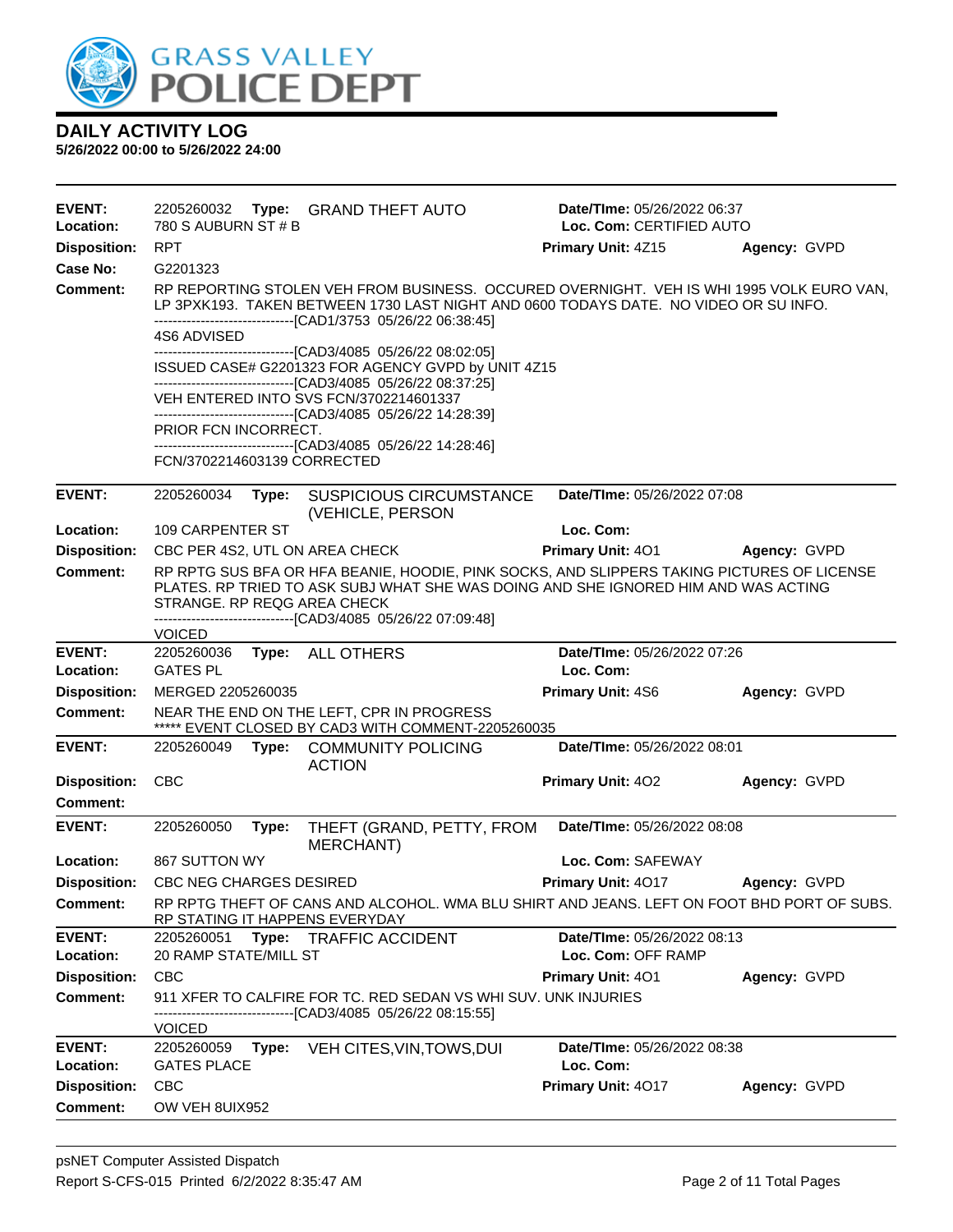## DAILY ACTIVITY LOG

**5/26/2022 00:00 to 5/26/2022 24:00**

**EVENT:** 2205260032 **Type:** GRAND THEFT AUTO **Date/TIme:** 05/26/2022 06:37
**Location:** 780 S AUBURN ST # B **Loc. Com:** CERTIFIED AUTO
**Disposition:** RPT **Primary Unit:** 4Z15 **Agency:** GVPD
**Case No:** G2201323
**Comment:** RP REPORTING STOLEN VEH FROM BUSINESS. OCCURED OVERNIGHT. VEH IS WHI 1995 VOLK EURO VAN, LP 3PXK193. TAKEN BETWEEN 1730 LAST NIGHT AND 0600 TODAYS DATE. NO VIDEO OR SU INFO.
------------------------------[CAD1/3753 05/26/22 06:38:45]
4S6 ADVISED
------------------------------[CAD3/4085 05/26/22 08:02:05]
ISSUED CASE# G2201323 FOR AGENCY GVPD by UNIT 4Z15
------------------------------[CAD3/4085 05/26/22 08:37:25]
VEH ENTERED INTO SVS FCN/3702214601337
------------------------------[CAD3/4085 05/26/22 14:28:39]
PRIOR FCN INCORRECT.
------------------------------[CAD3/4085 05/26/22 14:28:46]
FCN/3702214603139 CORRECTED

---

**EVENT:** 2205260034 **Type:** SUSPICIOUS CIRCUMSTANCE (VEHICLE, PERSON **Date/TIme:** 05/26/2022 07:08
**Location:** 109 CARPENTER ST **Loc. Com:**
**Disposition:** CBC PER 4S2, UTL ON AREA CHECK **Primary Unit:** 4O1 **Agency:** GVPD
**Comment:** RP RPTG SUS BFA OR HFA BEANIE, HOODIE, PINK SOCKS, AND SLIPPERS TAKING PICTURES OF LICENSE PLATES. RP TRIED TO ASK SUBJ WHAT SHE WAS DOING AND SHE IGNORED HIM AND WAS ACTING STRANGE. RP REQG AREA CHECK
------------------------------[CAD3/4085 05/26/22 07:09:48]
VOICED

---

**EVENT:** 2205260036 **Type:** ALL OTHERS **Date/TIme:** 05/26/2022 07:26
**Location:** GATES PL **Loc. Com:**
**Disposition:** MERGED 2205260035 **Primary Unit:** 4S6 **Agency:** GVPD
**Comment:** NEAR THE END ON THE LEFT, CPR IN PROGRESS
***** EVENT CLOSED BY CAD3 WITH COMMENT-2205260035

---

**EVENT:** 2205260049 **Type:** COMMUNITY POLICING ACTION **Date/TIme:** 05/26/2022 08:01
**Disposition:** CBC **Primary Unit:** 4O2 **Agency:** GVPD
**Comment:**

---

**EVENT:** 2205260050 **Type:** THEFT (GRAND, PETTY, FROM MERCHANT) **Date/TIme:** 05/26/2022 08:08
**Location:** 867 SUTTON WY **Loc. Com:** SAFEWAY
**Disposition:** CBC NEG CHARGES DESIRED **Primary Unit:** 4O17 **Agency:** GVPD
**Comment:** RP RPTG THEFT OF CANS AND ALCOHOL. WMA BLU SHIRT AND JEANS. LEFT ON FOOT BHD PORT OF SUBS. RP STATING IT HAPPENS EVERYDAY

---

**EVENT:** 2205260051 **Type:** TRAFFIC ACCIDENT **Date/TIme:** 05/26/2022 08:13
**Location:** 20 RAMP STATE/MILL ST **Loc. Com:** OFF RAMP
**Disposition:** CBC **Primary Unit:** 4O1 **Agency:** GVPD
**Comment:** 911 XFER TO CALFIRE FOR TC. RED SEDAN VS WHI SUV. UNK INJURIES
------------------------------[CAD3/4085 05/26/22 08:15:55]
VOICED

---

**EVENT:** 2205260059 **Type:** VEH CITES,VIN,TOWS,DUI **Date/TIme:** 05/26/2022 08:38
**Location:** GATES PLACE **Loc. Com:**
**Disposition:** CBC **Primary Unit:** 4O17 **Agency:** GVPD
**Comment:** OW VEH 8UIX952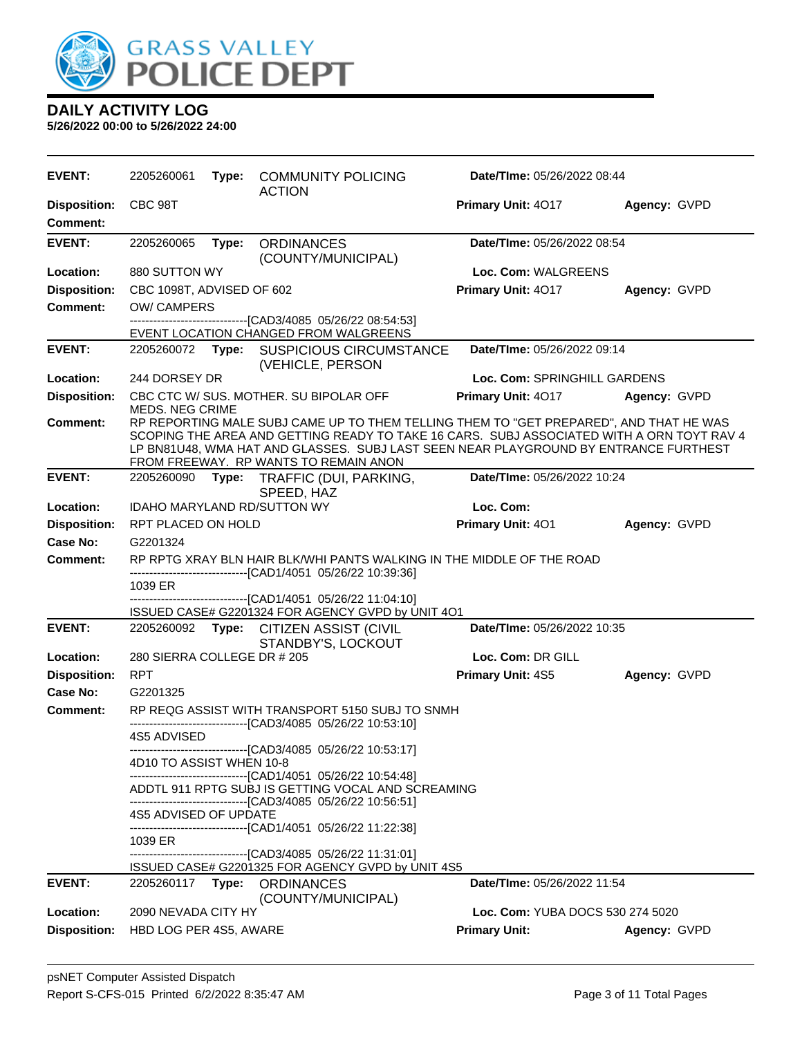# DAILY ACTIVITY LOG

**5/26/2022 00:00 to 5/26/2022 24:00**

| | | | |
|---|---|---|---|
| **EVENT:** 2205260061 | **Type:** COMMUNITY POLICING ACTION | **Date/TIme:** 05/26/2022 08:44 | |
| **Disposition:** CBC 98T | | **Primary Unit:** 4O17 | **Agency:** GVPD |
| **Comment:** | | | |

| | | | |
|---|---|---|---|
| **EVENT:** 2205260065 | **Type:** ORDINANCES (COUNTY/MUNICIPAL) | **Date/TIme:** 05/26/2022 08:54 | |
| **Location:** 880 SUTTON WY | | **Loc. Com:** WALGREENS | |
| **Disposition:** CBC 1098T, ADVISED OF 602 | | **Primary Unit:** 4O17 | **Agency:** GVPD |

**Comment:** OW/ CAMPERS
------------------------------[CAD3/4085 05/26/22 08:54:53]
EVENT LOCATION CHANGED FROM WALGREENS

| | | | |
|---|---|---|---|
| **EVENT:** 2205260072 | **Type:** SUSPICIOUS CIRCUMSTANCE (VEHICLE, PERSON | **Date/TIme:** 05/26/2022 09:14 | |
| **Location:** 244 DORSEY DR | | **Loc. Com:** SPRINGHILL GARDENS | |
| **Disposition:** CBC CTC W/ SUS. MOTHER. SU BIPOLAR OFF MEDS. NEG CRIME | | **Primary Unit:** 4O17 | **Agency:** GVPD |

**Comment:** RP REPORTING MALE SUBJ CAME UP TO THEM TELLING THEM TO "GET PREPARED", AND THAT HE WAS SCOPING THE AREA AND GETTING READY TO TAKE 16 CARS. SUBJ ASSOCIATED WITH A ORN TOYT RAV 4 LP BN81U48, WMA HAT AND GLASSES. SUBJ LAST SEEN NEAR PLAYGROUND BY ENTRANCE FURTHEST FROM FREEWAY. RP WANTS TO REMAIN ANON

| | | | |
|---|---|---|---|
| **EVENT:** 2205260090 | **Type:** TRAFFIC (DUI, PARKING, SPEED, HAZ | **Date/TIme:** 05/26/2022 10:24 | |
| **Location:** IDAHO MARYLAND RD/SUTTON WY | | **Loc. Com:** | |
| **Disposition:** RPT PLACED ON HOLD | | **Primary Unit:** 4O1 | **Agency:** GVPD |
| **Case No:** G2201324 | | | |

**Comment:** RP RPTG XRAY BLN HAIR BLK/WHI PANTS WALKING IN THE MIDDLE OF THE ROAD
------------------------------[CAD1/4051 05/26/22 10:39:36]
1039 ER
------------------------------[CAD1/4051 05/26/22 11:04:10]
ISSUED CASE# G2201324 FOR AGENCY GVPD by UNIT 4O1

| | | | |
|---|---|---|---|
| **EVENT:** 2205260092 | **Type:** CITIZEN ASSIST (CIVIL STANDBY'S, LOCKOUT | **Date/TIme:** 05/26/2022 10:35 | |
| **Location:** 280 SIERRA COLLEGE DR # 205 | | **Loc. Com:** DR GILL | |
| **Disposition:** RPT | | **Primary Unit:** 4S5 | **Agency:** GVPD |
| **Case No:** G2201325 | | | |

**Comment:** RP REQG ASSIST WITH TRANSPORT 5150 SUBJ TO SNMH
------------------------------[CAD3/4085 05/26/22 10:53:10]
4S5 ADVISED
------------------------------[CAD3/4085 05/26/22 10:53:17]
4D10 TO ASSIST WHEN 10-8
------------------------------[CAD1/4051 05/26/22 10:54:48]
ADDTL 911 RPTG SUBJ IS GETTING VOCAL AND SCREAMING
------------------------------[CAD3/4085 05/26/22 10:56:51]
4S5 ADVISED OF UPDATE
------------------------------[CAD1/4051 05/26/22 11:22:38]
1039 ER
------------------------------[CAD3/4085 05/26/22 11:31:01]
ISSUED CASE# G2201325 FOR AGENCY GVPD by UNIT 4S5

| | | | |
|---|---|---|---|
| **EVENT:** 2205260117 | **Type:** ORDINANCES (COUNTY/MUNICIPAL) | **Date/TIme:** 05/26/2022 11:54 | |
| **Location:** 2090 NEVADA CITY HY | | **Loc. Com:** YUBA DOCS 530 274 5020 | |
| **Disposition:** HBD LOG PER 4S5, AWARE | | **Primary Unit:** | **Agency:** GVPD |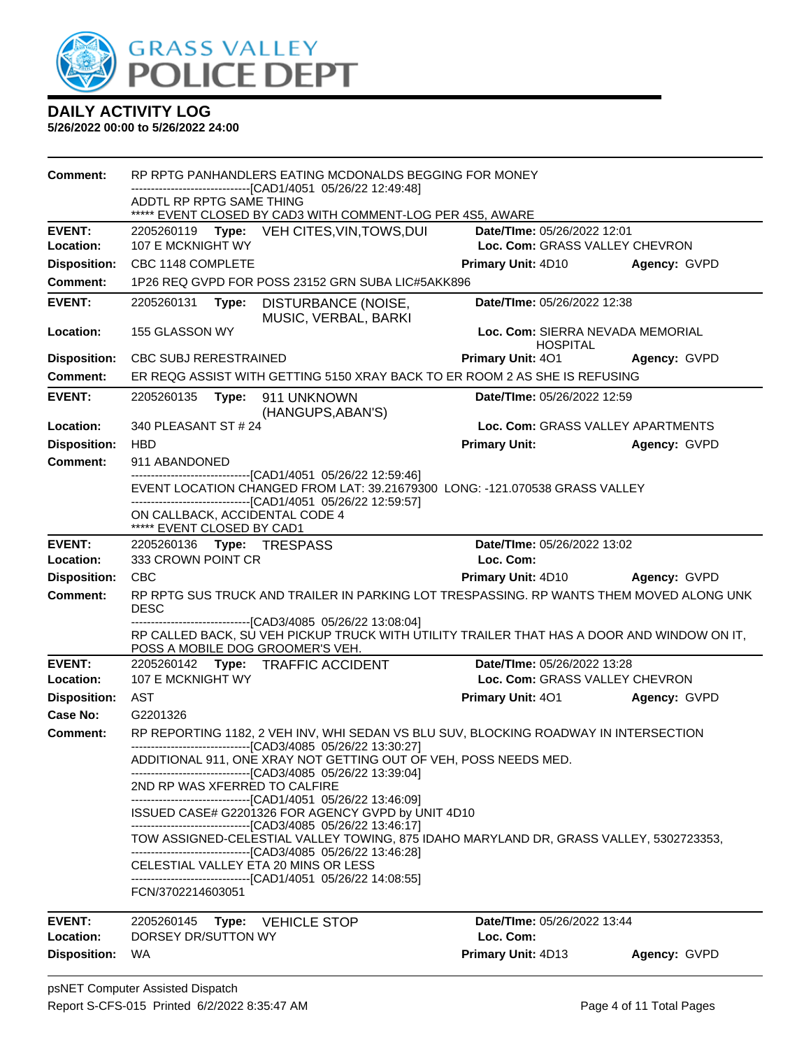# GRASS VALLEY POLICE DEPT

## DAILY ACTIVITY LOG

**5/26/2022 00:00 to 5/26/2022 24:00**

**Comment:** RP RPTG PANHANDLERS EATING MCDONALDS BEGGING FOR MONEY
------------------------------[CAD1/4051 05/26/22 12:49:48]
ADDTL RP RPTG SAME THING
***** EVENT CLOSED BY CAD3 WITH COMMENT-LOG PER 4S5, AWARE

---

**EVENT:** 2205260119 **Type:** VEH CITES,VIN,TOWS,DUI **Date/TIme:** 05/26/2022 12:01
**Location:** 107 E MCKNIGHT WY **Loc. Com:** GRASS VALLEY CHEVRON
**Disposition:** CBC 1148 COMPLETE **Primary Unit:** 4D10 **Agency:** GVPD
**Comment:** 1P26 REQ GVPD FOR POSS 23152 GRN SUBA LIC#5AKK896

---

**EVENT:** 2205260131 **Type:** DISTURBANCE (NOISE, MUSIC, VERBAL, BARKI **Date/TIme:** 05/26/2022 12:38
**Location:** 155 GLASSON WY **Loc. Com:** SIERRA NEVADA MEMORIAL HOSPITAL
**Disposition:** CBC SUBJ RERESTRAINED **Primary Unit:** 4O1 **Agency:** GVPD
**Comment:** ER REQG ASSIST WITH GETTING 5150 XRAY BACK TO ER ROOM 2 AS SHE IS REFUSING

---

**EVENT:** 2205260135 **Type:** 911 UNKNOWN (HANGUPS,ABAN'S) **Date/TIme:** 05/26/2022 12:59
**Location:** 340 PLEASANT ST # 24 **Loc. Com:** GRASS VALLEY APARTMENTS
**Disposition:** HBD **Primary Unit:** **Agency:** GVPD
**Comment:** 911 ABANDONED
------------------------------[CAD1/4051 05/26/22 12:59:46]
EVENT LOCATION CHANGED FROM LAT: 39.21679300 LONG: -121.070538 GRASS VALLEY
------------------------------[CAD1/4051 05/26/22 12:59:57]
ON CALLBACK, ACCIDENTAL CODE 4
***** EVENT CLOSED BY CAD1

---

**EVENT:** 2205260136 **Type:** TRESPASS **Date/TIme:** 05/26/2022 13:02
**Location:** 333 CROWN POINT CR **Loc. Com:**
**Disposition:** CBC **Primary Unit:** 4D10 **Agency:** GVPD
**Comment:** RP RPTG SUS TRUCK AND TRAILER IN PARKING LOT TRESPASSING. RP WANTS THEM MOVED ALONG UNK DESC
------------------------------[CAD3/4085 05/26/22 13:08:04]
RP CALLED BACK, SU VEH PICKUP TRUCK WITH UTILITY TRAILER THAT HAS A DOOR AND WINDOW ON IT, POSS A MOBILE DOG GROOMER'S VEH.

---

**EVENT:** 2205260142 **Type:** TRAFFIC ACCIDENT **Date/TIme:** 05/26/2022 13:28
**Location:** 107 E MCKNIGHT WY **Loc. Com:** GRASS VALLEY CHEVRON
**Disposition:** AST **Primary Unit:** 4O1 **Agency:** GVPD
**Case No:** G2201326
**Comment:** RP REPORTING 1182, 2 VEH INV, WHI SEDAN VS BLU SUV, BLOCKING ROADWAY IN INTERSECTION
------------------------------[CAD3/4085 05/26/22 13:30:27]
ADDITIONAL 911, ONE XRAY NOT GETTING OUT OF VEH, POSS NEEDS MED.
------------------------------[CAD3/4085 05/26/22 13:39:04]
2ND RP WAS XFERRED TO CALFIRE
------------------------------[CAD1/4051 05/26/22 13:46:09]
ISSUED CASE# G2201326 FOR AGENCY GVPD by UNIT 4D10
------------------------------[CAD3/4085 05/26/22 13:46:17]
TOW ASSIGNED-CELESTIAL VALLEY TOWING, 875 IDAHO MARYLAND DR, GRASS VALLEY, 5302723353,
------------------------------[CAD3/4085 05/26/22 13:46:28]
CELESTIAL VALLEY ETA 20 MINS OR LESS
------------------------------[CAD1/4051 05/26/22 14:08:55]
FCN/3702214603051

---

**EVENT:** 2205260145 **Type:** VEHICLE STOP **Date/TIme:** 05/26/2022 13:44
**Location:** DORSEY DR/SUTTON WY **Loc. Com:**
**Disposition:** WA **Primary Unit:** 4D13 **Agency:** GVPD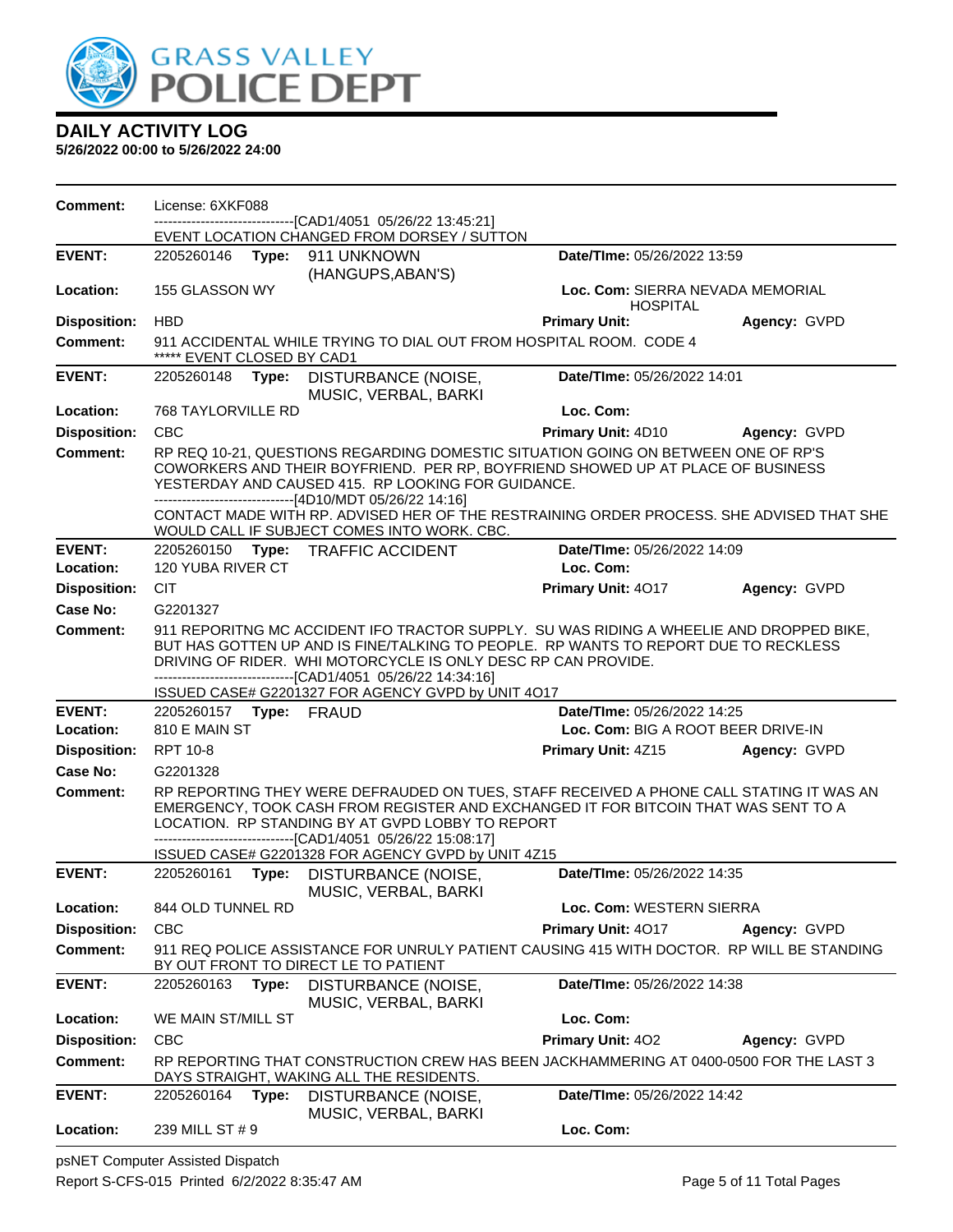# DAILY ACTIVITY LOG

**5/26/2022 00:00 to 5/26/2022 24:00**

**Comment:** License: 6XKF088
------------------------------[CAD1/4051 05/26/22 13:45:21]
EVENT LOCATION CHANGED FROM DORSEY / SUTTON

---

**EVENT:** 2205260146 **Type:** 911 UNKNOWN (HANGUPS,ABAN'S) **Date/TIme:** 05/26/2022 13:59
**Location:** 155 GLASSON WY **Loc. Com:** SIERRA NEVADA MEMORIAL HOSPITAL
**Disposition:** HBD **Primary Unit:** **Agency:** GVPD
**Comment:** 911 ACCIDENTAL WHILE TRYING TO DIAL OUT FROM HOSPITAL ROOM. CODE 4
***** EVENT CLOSED BY CAD1

---

**EVENT:** 2205260148 **Type:** DISTURBANCE (NOISE, MUSIC, VERBAL, BARKI **Date/TIme:** 05/26/2022 14:01
**Location:** 768 TAYLORVILLE RD **Loc. Com:**
**Disposition:** CBC **Primary Unit:** 4D10 **Agency:** GVPD
**Comment:** RP REQ 10-21, QUESTIONS REGARDING DOMESTIC SITUATION GOING ON BETWEEN ONE OF RP'S COWORKERS AND THEIR BOYFRIEND. PER RP, BOYFRIEND SHOWED UP AT PLACE OF BUSINESS YESTERDAY AND CAUSED 415. RP LOOKING FOR GUIDANCE.
------------------------------[4D10/MDT 05/26/22 14:16]
CONTACT MADE WITH RP. ADVISED HER OF THE RESTRAINING ORDER PROCESS. SHE ADVISED THAT SHE WOULD CALL IF SUBJECT COMES INTO WORK. CBC.

---

**EVENT:** 2205260150 **Type:** TRAFFIC ACCIDENT **Date/TIme:** 05/26/2022 14:09
**Location:** 120 YUBA RIVER CT **Loc. Com:**
**Disposition:** CIT **Primary Unit:** 4O17 **Agency:** GVPD
**Case No:** G2201327
**Comment:** 911 REPORITNG MC ACCIDENT IFO TRACTOR SUPPLY. SU WAS RIDING A WHEELIE AND DROPPED BIKE, BUT HAS GOTTEN UP AND IS FINE/TALKING TO PEOPLE. RP WANTS TO REPORT DUE TO RECKLESS DRIVING OF RIDER. WHI MOTORCYCLE IS ONLY DESC RP CAN PROVIDE.
------------------------------[CAD1/4051 05/26/22 14:34:16]
ISSUED CASE# G2201327 FOR AGENCY GVPD by UNIT 4O17

---

**EVENT:** 2205260157 **Type:** FRAUD **Date/TIme:** 05/26/2022 14:25
**Location:** 810 E MAIN ST **Loc. Com:** BIG A ROOT BEER DRIVE-IN
**Disposition:** RPT 10-8 **Primary Unit:** 4Z15 **Agency:** GVPD
**Case No:** G2201328
**Comment:** RP REPORTING THEY WERE DEFRAUDED ON TUES, STAFF RECEIVED A PHONE CALL STATING IT WAS AN EMERGENCY, TOOK CASH FROM REGISTER AND EXCHANGED IT FOR BITCOIN THAT WAS SENT TO A LOCATION. RP STANDING BY AT GVPD LOBBY TO REPORT
------------------------------[CAD1/4051 05/26/22 15:08:17]
ISSUED CASE# G2201328 FOR AGENCY GVPD by UNIT 4Z15

---

**EVENT:** 2205260161 **Type:** DISTURBANCE (NOISE, MUSIC, VERBAL, BARKI **Date/TIme:** 05/26/2022 14:35
**Location:** 844 OLD TUNNEL RD **Loc. Com:** WESTERN SIERRA
**Disposition:** CBC **Primary Unit:** 4O17 **Agency:** GVPD
**Comment:** 911 REQ POLICE ASSISTANCE FOR UNRULY PATIENT CAUSING 415 WITH DOCTOR. RP WILL BE STANDING BY OUT FRONT TO DIRECT LE TO PATIENT

---

**EVENT:** 2205260163 **Type:** DISTURBANCE (NOISE, MUSIC, VERBAL, BARKI **Date/TIme:** 05/26/2022 14:38
**Location:** WE MAIN ST/MILL ST **Loc. Com:**
**Disposition:** CBC **Primary Unit:** 4O2 **Agency:** GVPD
**Comment:** RP REPORTING THAT CONSTRUCTION CREW HAS BEEN JACKHAMMERING AT 0400-0500 FOR THE LAST 3 DAYS STRAIGHT, WAKING ALL THE RESIDENTS.

---

**EVENT:** 2205260164 **Type:** DISTURBANCE (NOISE, MUSIC, VERBAL, BARKI **Date/TIme:** 05/26/2022 14:42
**Location:** 239 MILL ST # 9 **Loc. Com:**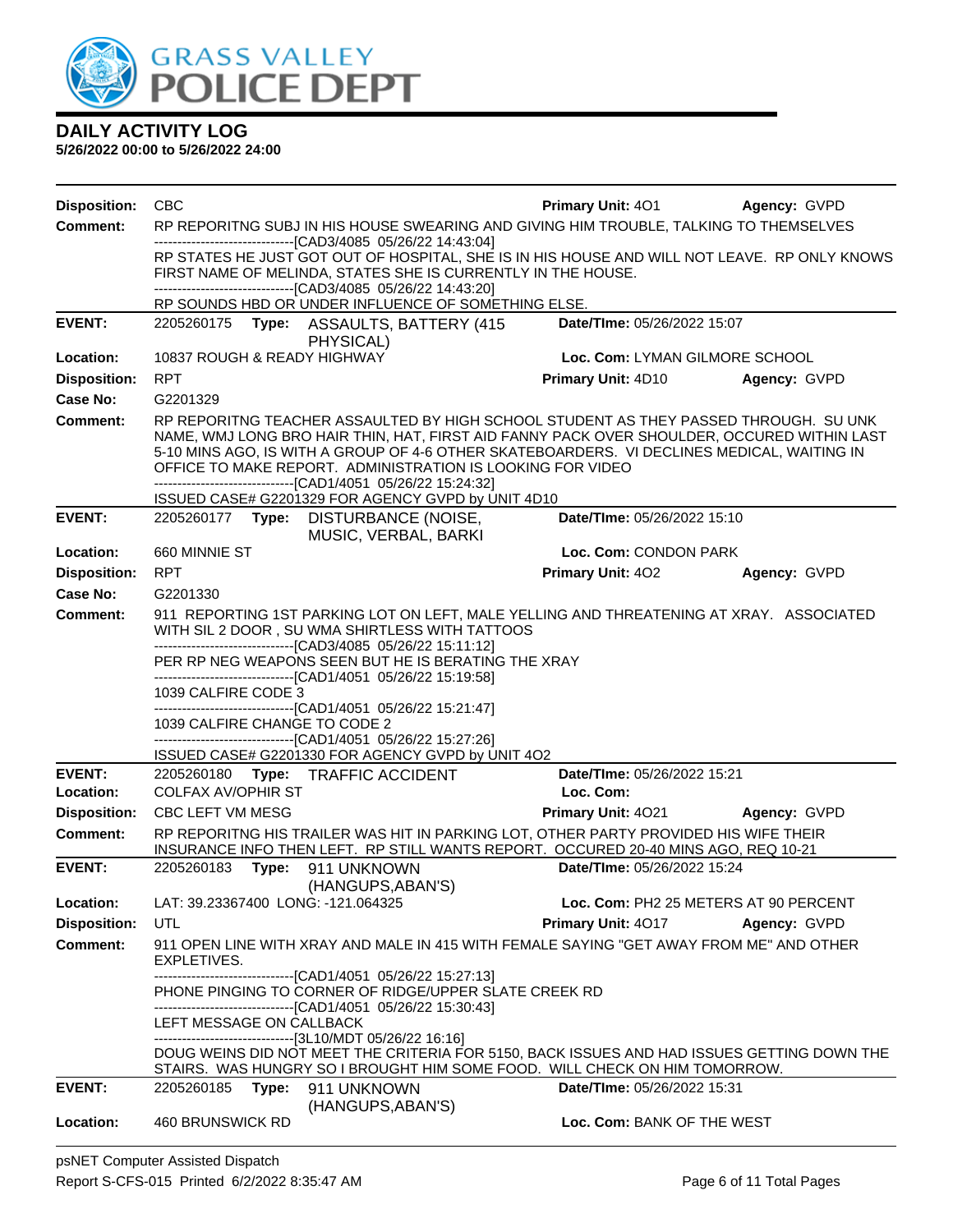# DAILY ACTIVITY LOG

**5/26/2022 00:00 to 5/26/2022 24:00**

**Disposition:** CBC **Primary Unit:** 4O1 **Agency:** GVPD

**Comment:** RP REPORITNG SUBJ IN HIS HOUSE SWEARING AND GIVING HIM TROUBLE, TALKING TO THEMSELVES
------------------------------[CAD3/4085 05/26/22 14:43:04]
RP STATES HE JUST GOT OUT OF HOSPITAL, SHE IS IN HIS HOUSE AND WILL NOT LEAVE. RP ONLY KNOWS FIRST NAME OF MELINDA, STATES SHE IS CURRENTLY IN THE HOUSE.
------------------------------[CAD3/4085 05/26/22 14:43:20]
RP SOUNDS HBD OR UNDER INFLUENCE OF SOMETHING ELSE.

---

**EVENT:** 2205260175 **Type:** ASSAULTS, BATTERY (415 PHYSICAL) **Date/TIme:** 05/26/2022 15:07

**Location:** 10837 ROUGH & READY HIGHWAY **Loc. Com:** LYMAN GILMORE SCHOOL

**Disposition:** RPT **Primary Unit:** 4D10 **Agency:** GVPD

**Case No:** G2201329

**Comment:** RP REPORITNG TEACHER ASSAULTED BY HIGH SCHOOL STUDENT AS THEY PASSED THROUGH. SU UNK NAME, WMJ LONG BRO HAIR THIN, HAT, FIRST AID FANNY PACK OVER SHOULDER, OCCURED WITHIN LAST 5-10 MINS AGO, IS WITH A GROUP OF 4-6 OTHER SKATEBOARDERS. VI DECLINES MEDICAL, WAITING IN OFFICE TO MAKE REPORT. ADMINISTRATION IS LOOKING FOR VIDEO
------------------------------[CAD1/4051 05/26/22 15:24:32]
ISSUED CASE# G2201329 FOR AGENCY GVPD by UNIT 4D10

---

**EVENT:** 2205260177 **Type:** DISTURBANCE (NOISE, MUSIC, VERBAL, BARKI **Date/TIme:** 05/26/2022 15:10

**Location:** 660 MINNIE ST **Loc. Com:** CONDON PARK

**Disposition:** RPT **Primary Unit:** 4O2 **Agency:** GVPD

**Case No:** G2201330

**Comment:** 911 REPORTING 1ST PARKING LOT ON LEFT, MALE YELLING AND THREATENING AT XRAY. ASSOCIATED WITH SIL 2 DOOR , SU WMA SHIRTLESS WITH TATTOOS
------------------------------[CAD3/4085 05/26/22 15:11:12]
PER RP NEG WEAPONS SEEN BUT HE IS BERATING THE XRAY
------------------------------[CAD1/4051 05/26/22 15:19:58]
1039 CALFIRE CODE 3
------------------------------[CAD1/4051 05/26/22 15:21:47]
1039 CALFIRE CHANGE TO CODE 2
------------------------------[CAD1/4051 05/26/22 15:27:26]
ISSUED CASE# G2201330 FOR AGENCY GVPD by UNIT 4O2

---

**EVENT:** 2205260180 **Type:** TRAFFIC ACCIDENT **Date/TIme:** 05/26/2022 15:21

**Location:** COLFAX AV/OPHIR ST **Loc. Com:**

**Disposition:** CBC LEFT VM MESG **Primary Unit:** 4O21 **Agency:** GVPD

**Comment:** RP REPORITNG HIS TRAILER WAS HIT IN PARKING LOT, OTHER PARTY PROVIDED HIS WIFE THEIR INSURANCE INFO THEN LEFT. RP STILL WANTS REPORT. OCCURED 20-40 MINS AGO, REQ 10-21

---

**EVENT:** 2205260183 **Type:** 911 UNKNOWN (HANGUPS,ABAN'S) **Date/TIme:** 05/26/2022 15:24

**Location:** LAT: 39.23367400 LONG: -121.064325 **Loc. Com:** PH2 25 METERS AT 90 PERCENT

**Disposition:** UTL **Primary Unit:** 4O17 **Agency:** GVPD

**Comment:** 911 OPEN LINE WITH XRAY AND MALE IN 415 WITH FEMALE SAYING "GET AWAY FROM ME" AND OTHER EXPLETIVES.
------------------------------[CAD1/4051 05/26/22 15:27:13]
PHONE PINGING TO CORNER OF RIDGE/UPPER SLATE CREEK RD
------------------------------[CAD1/4051 05/26/22 15:30:43]
LEFT MESSAGE ON CALLBACK
------------------------------[3L10/MDT 05/26/22 16:16]
DOUG WEINS DID NOT MEET THE CRITERIA FOR 5150, BACK ISSUES AND HAD ISSUES GETTING DOWN THE STAIRS. WAS HUNGRY SO I BROUGHT HIM SOME FOOD. WILL CHECK ON HIM TOMORROW.

---

**EVENT:** 2205260185 **Type:** 911 UNKNOWN (HANGUPS,ABAN'S) **Date/TIme:** 05/26/2022 15:31

**Location:** 460 BRUNSWICK RD **Loc. Com:** BANK OF THE WEST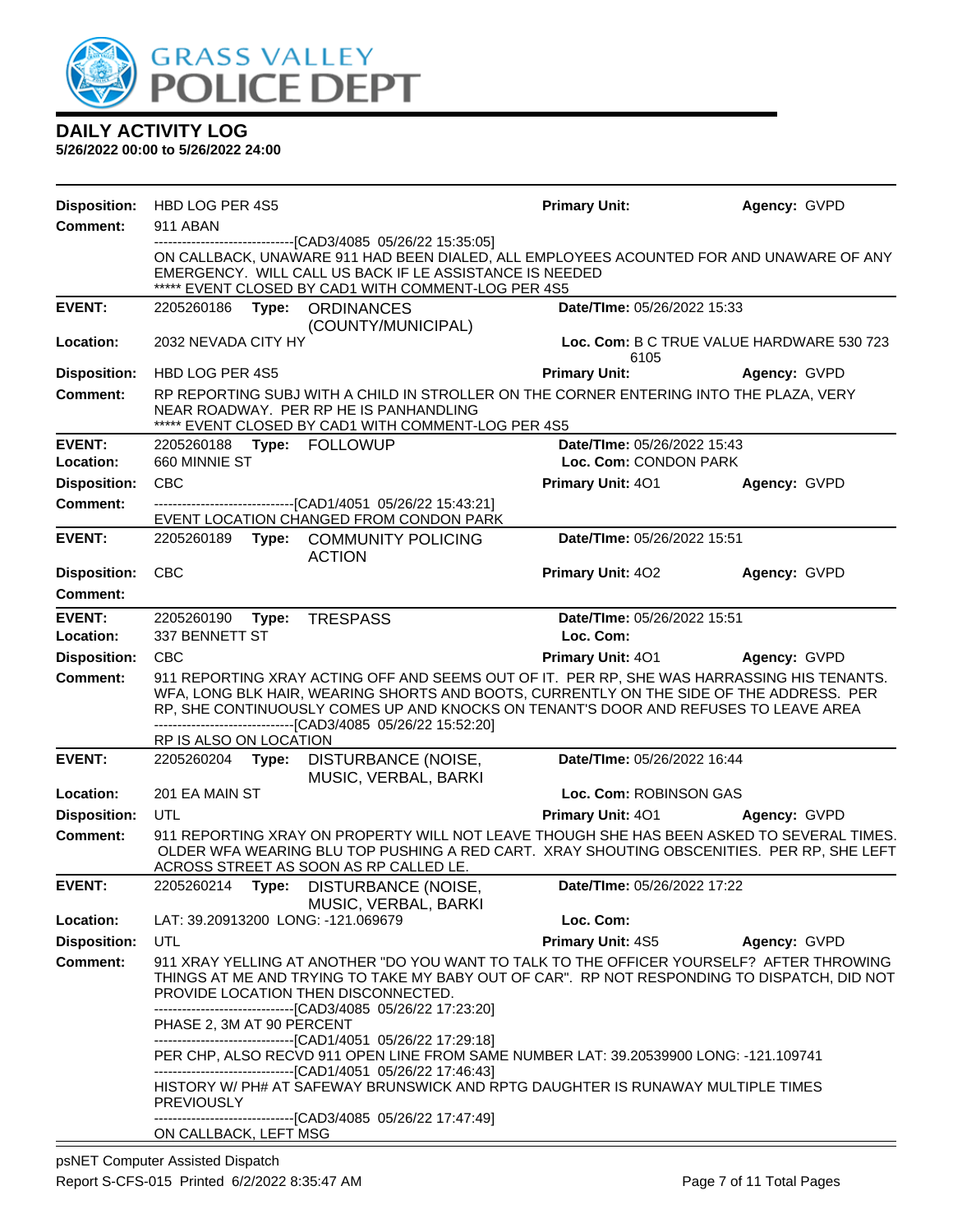# DAILY ACTIVITY LOG

**5/26/2022 00:00 to 5/26/2022 24:00**

**Disposition:** HBD LOG PER 4S5 | **Primary Unit:** | **Agency:** GVPD

**Comment:** 911 ABAN

------------------------------[CAD3/4085 05/26/22 15:35:05]

ON CALLBACK, UNAWARE 911 HAD BEEN DIALED, ALL EMPLOYEES ACOUNTED FOR AND UNAWARE OF ANY EMERGENCY. WILL CALL US BACK IF LE ASSISTANCE IS NEEDED

***** EVENT CLOSED BY CAD1 WITH COMMENT-LOG PER 4S5

---

**EVENT:** 2205260186 **Type:** ORDINANCES (COUNTY/MUNICIPAL) | **Date/TIme:** 05/26/2022 15:33

**Location:** 2032 NEVADA CITY HY | **Loc. Com:** B C TRUE VALUE HARDWARE 530 723 6105

**Disposition:** HBD LOG PER 4S5 | **Primary Unit:** | **Agency:** GVPD

**Comment:** RP REPORTING SUBJ WITH A CHILD IN STROLLER ON THE CORNER ENTERING INTO THE PLAZA, VERY NEAR ROADWAY. PER RP HE IS PANHANDLING

***** EVENT CLOSED BY CAD1 WITH COMMENT-LOG PER 4S5

---

**EVENT:** 2205260188 **Type:** FOLLOWUP | **Date/TIme:** 05/26/2022 15:43

**Location:** 660 MINNIE ST | **Loc. Com:** CONDON PARK

**Disposition:** CBC | **Primary Unit:** 4O1 | **Agency:** GVPD

**Comment:** ------------------------------[CAD1/4051 05/26/22 15:43:21]

EVENT LOCATION CHANGED FROM CONDON PARK

---

**EVENT:** 2205260189 **Type:** COMMUNITY POLICING ACTION | **Date/TIme:** 05/26/2022 15:51

**Disposition:** CBC | **Primary Unit:** 4O2 | **Agency:** GVPD

**Comment:**

---

**EVENT:** 2205260190 **Type:** TRESPASS | **Date/TIme:** 05/26/2022 15:51

**Location:** 337 BENNETT ST | **Loc. Com:**

**Disposition:** CBC | **Primary Unit:** 4O1 | **Agency:** GVPD

**Comment:** 911 REPORTING XRAY ACTING OFF AND SEEMS OUT OF IT. PER RP, SHE WAS HARRASSING HIS TENANTS. WFA, LONG BLK HAIR, WEARING SHORTS AND BOOTS, CURRENTLY ON THE SIDE OF THE ADDRESS. PER RP, SHE CONTINUOUSLY COMES UP AND KNOCKS ON TENANT'S DOOR AND REFUSES TO LEAVE AREA

------------------------------[CAD3/4085 05/26/22 15:52:20]

RP IS ALSO ON LOCATION

---

**EVENT:** 2205260204 **Type:** DISTURBANCE (NOISE, MUSIC, VERBAL, BARKI | **Date/TIme:** 05/26/2022 16:44

**Location:** 201 EA MAIN ST | **Loc. Com:** ROBINSON GAS

**Disposition:** UTL | **Primary Unit:** 4O1 | **Agency:** GVPD

**Comment:** 911 REPORTING XRAY ON PROPERTY WILL NOT LEAVE THOUGH SHE HAS BEEN ASKED TO SEVERAL TIMES. OLDER WFA WEARING BLU TOP PUSHING A RED CART. XRAY SHOUTING OBSCENITIES. PER RP, SHE LEFT ACROSS STREET AS SOON AS RP CALLED LE.

---

**EVENT:** 2205260214 **Type:** DISTURBANCE (NOISE, MUSIC, VERBAL, BARKI | **Date/TIme:** 05/26/2022 17:22

**Location:** LAT: 39.20913200 LONG: -121.069679 | **Loc. Com:**

**Disposition:** UTL | **Primary Unit:** 4S5 | **Agency:** GVPD

**Comment:** 911 XRAY YELLING AT ANOTHER "DO YOU WANT TO TALK TO THE OFFICER YOURSELF? AFTER THROWING THINGS AT ME AND TRYING TO TAKE MY BABY OUT OF CAR". RP NOT RESPONDING TO DISPATCH, DID NOT PROVIDE LOCATION THEN DISCONNECTED.

------------------------------[CAD3/4085 05/26/22 17:23:20]

PHASE 2, 3M AT 90 PERCENT

------------------------------[CAD1/4051 05/26/22 17:29:18]

PER CHP, ALSO RECVD 911 OPEN LINE FROM SAME NUMBER LAT: 39.20539900 LONG: -121.109741

------------------------------[CAD1/4051 05/26/22 17:46:43]

HISTORY W/ PH# AT SAFEWAY BRUNSWICK AND RPTG DAUGHTER IS RUNAWAY MULTIPLE TIMES PREVIOUSLY

------------------------------[CAD3/4085 05/26/22 17:47:49]

ON CALLBACK, LEFT MSG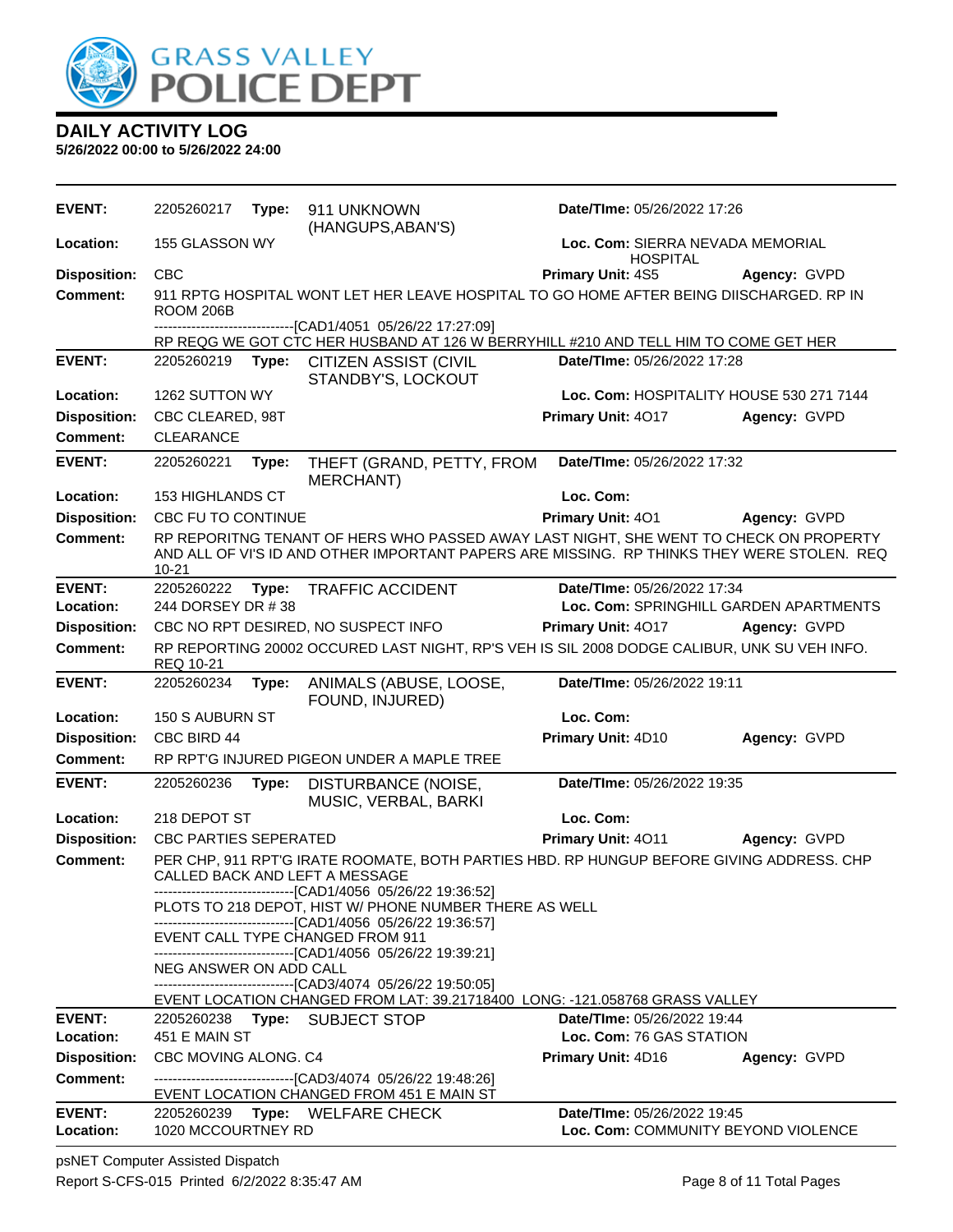**DAILY ACTIVITY LOG**
**5/26/2022 00:00 to 5/26/2022 24:00**

| | | | |
|---|---|---|---|
| **EVENT:** | 2205260217 **Type:** 911 UNKNOWN (HANGUPS,ABAN'S) | **Date/TIme:** 05/26/2022 17:26 | |
| **Location:** | 155 GLASSON WY | **Loc. Com:** SIERRA NEVADA MEMORIAL HOSPITAL | |
| **Disposition:** | CBC | **Primary Unit:** 4S5 | **Agency:** GVPD |
| **Comment:** | 911 RPTG HOSPITAL WONT LET HER LEAVE HOSPITAL TO GO HOME AFTER BEING DIISCHARGED. RP IN ROOM 206B<br>------------------------------[CAD1/4051 05/26/22 17:27:09]<br>RP REQG WE GOT CTC HER HUSBAND AT 126 W BERRYHILL #210 AND TELL HIM TO COME GET HER | | |
| **EVENT:** | 2205260219 **Type:** CITIZEN ASSIST (CIVIL STANDBY'S, LOCKOUT | **Date/TIme:** 05/26/2022 17:28 | |
| **Location:** | 1262 SUTTON WY | **Loc. Com:** HOSPITALITY HOUSE 530 271 7144 | |
| **Disposition:** | CBC CLEARED, 98T | **Primary Unit:** 4O17 | **Agency:** GVPD |
| **Comment:** | CLEARANCE | | |
| **EVENT:** | 2205260221 **Type:** THEFT (GRAND, PETTY, FROM MERCHANT) | **Date/TIme:** 05/26/2022 17:32 | |
| **Location:** | 153 HIGHLANDS CT | **Loc. Com:** | |
| **Disposition:** | CBC FU TO CONTINUE | **Primary Unit:** 4O1 | **Agency:** GVPD |
| **Comment:** | RP REPORITNG TENANT OF HERS WHO PASSED AWAY LAST NIGHT, SHE WENT TO CHECK ON PROPERTY AND ALL OF VI'S ID AND OTHER IMPORTANT PAPERS ARE MISSING. RP THINKS THEY WERE STOLEN. REQ 10-21 | | |
| **EVENT:** | 2205260222 **Type:** TRAFFIC ACCIDENT | **Date/TIme:** 05/26/2022 17:34 | |
| **Location:** | 244 DORSEY DR # 38 | **Loc. Com:** SPRINGHILL GARDEN APARTMENTS | |
| **Disposition:** | CBC NO RPT DESIRED, NO SUSPECT INFO | **Primary Unit:** 4O17 | **Agency:** GVPD |
| **Comment:** | RP REPORTING 20002 OCCURED LAST NIGHT, RP'S VEH IS SIL 2008 DODGE CALIBUR, UNK SU VEH INFO. REQ 10-21 | | |
| **EVENT:** | 2205260234 **Type:** ANIMALS (ABUSE, LOOSE, FOUND, INJURED) | **Date/TIme:** 05/26/2022 19:11 | |
| **Location:** | 150 S AUBURN ST | **Loc. Com:** | |
| **Disposition:** | CBC BIRD 44 | **Primary Unit:** 4D10 | **Agency:** GVPD |
| **Comment:** | RP RPT'G INJURED PIGEON UNDER A MAPLE TREE | | |
| **EVENT:** | 2205260236 **Type:** DISTURBANCE (NOISE, MUSIC, VERBAL, BARKI | **Date/TIme:** 05/26/2022 19:35 | |
| **Location:** | 218 DEPOT ST | **Loc. Com:** | |
| **Disposition:** | CBC PARTIES SEPERATED | **Primary Unit:** 4O11 | **Agency:** GVPD |
| **Comment:** | PER CHP, 911 RPT'G IRATE ROOMATE, BOTH PARTIES HBD. RP HUNGUP BEFORE GIVING ADDRESS. CHP CALLED BACK AND LEFT A MESSAGE<br>------------------------------[CAD1/4056 05/26/22 19:36:52]<br>PLOTS TO 218 DEPOT, HIST W/ PHONE NUMBER THERE AS WELL<br>------------------------------[CAD1/4056 05/26/22 19:36:57]<br>EVENT CALL TYPE CHANGED FROM 911<br>------------------------------[CAD1/4056 05/26/22 19:39:21]<br>NEG ANSWER ON ADD CALL<br>------------------------------[CAD3/4074 05/26/22 19:50:05]<br>EVENT LOCATION CHANGED FROM LAT: 39.21718400 LONG: -121.058768 GRASS VALLEY | | |
| **EVENT:** | 2205260238 **Type:** SUBJECT STOP | **Date/TIme:** 05/26/2022 19:44 | |
| **Location:** | 451 E MAIN ST | **Loc. Com:** 76 GAS STATION | |
| **Disposition:** | CBC MOVING ALONG. C4 | **Primary Unit:** 4D16 | **Agency:** GVPD |
| **Comment:** | ------------------------------[CAD3/4074 05/26/22 19:48:26]<br>EVENT LOCATION CHANGED FROM 451 E MAIN ST | | |
| **EVENT:** | 2205260239 **Type:** WELFARE CHECK | **Date/TIme:** 05/26/2022 19:45 | |
| **Location:** | 1020 MCCOURTNEY RD | **Loc. Com:** COMMUNITY BEYOND VIOLENCE | |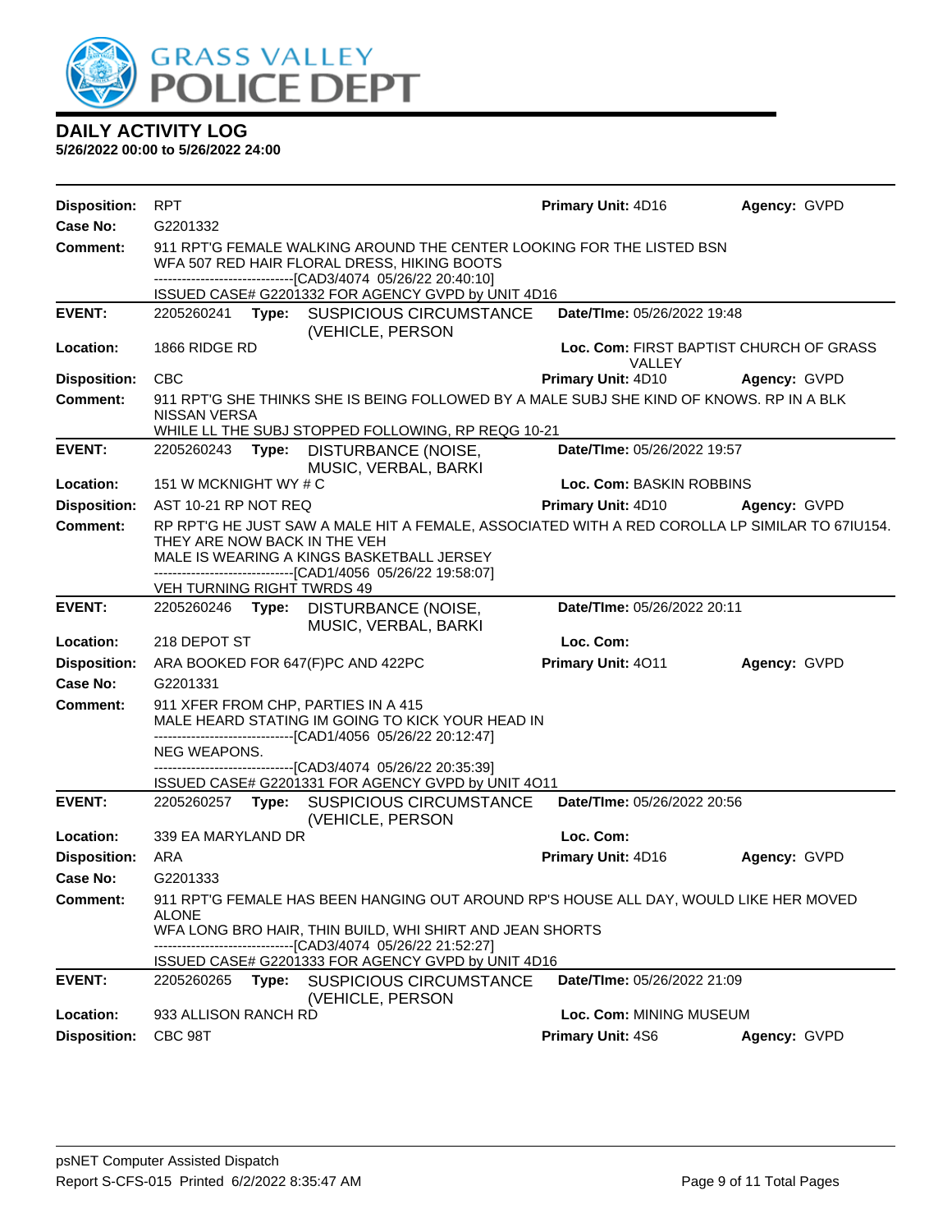# DAILY ACTIVITY LOG

**5/26/2022 00:00 to 5/26/2022 24:00**

**Disposition:** RPT **Primary Unit:** 4D16 **Agency:** GVPD
**Case No:** G2201332
**Comment:** 911 RPT'G FEMALE WALKING AROUND THE CENTER LOOKING FOR THE LISTED BSN
WFA 507 RED HAIR FLORAL DRESS, HIKING BOOTS
------------------------------[CAD3/4074 05/26/22 20:40:10]
ISSUED CASE# G2201332 FOR AGENCY GVPD by UNIT 4D16

---

**EVENT:** 2205260241 **Type:** SUSPICIOUS CIRCUMSTANCE (VEHICLE, PERSON **Date/TIme:** 05/26/2022 19:48
**Location:** 1866 RIDGE RD **Loc. Com:** FIRST BAPTIST CHURCH OF GRASS VALLEY
**Disposition:** CBC **Primary Unit:** 4D10 **Agency:** GVPD
**Comment:** 911 RPT'G SHE THINKS SHE IS BEING FOLLOWED BY A MALE SUBJ SHE KIND OF KNOWS. RP IN A BLK NISSAN VERSA
WHILE LL THE SUBJ STOPPED FOLLOWING, RP REQG 10-21

---

**EVENT:** 2205260243 **Type:** DISTURBANCE (NOISE, MUSIC, VERBAL, BARKI **Date/TIme:** 05/26/2022 19:57
**Location:** 151 W MCKNIGHT WY # C **Loc. Com:** BASKIN ROBBINS
**Disposition:** AST 10-21 RP NOT REQ **Primary Unit:** 4D10 **Agency:** GVPD
**Comment:** RP RPT'G HE JUST SAW A MALE HIT A FEMALE, ASSOCIATED WITH A RED COROLLA LP SIMILAR TO 67IU154. THEY ARE NOW BACK IN THE VEH
MALE IS WEARING A KINGS BASKETBALL JERSEY
------------------------------[CAD1/4056 05/26/22 19:58:07]
VEH TURNING RIGHT TWRDS 49

---

**EVENT:** 2205260246 **Type:** DISTURBANCE (NOISE, MUSIC, VERBAL, BARKI **Date/TIme:** 05/26/2022 20:11
**Location:** 218 DEPOT ST **Loc. Com:**
**Disposition:** ARA BOOKED FOR 647(F)PC AND 422PC **Primary Unit:** 4O11 **Agency:** GVPD
**Case No:** G2201331
**Comment:** 911 XFER FROM CHP, PARTIES IN A 415
MALE HEARD STATING IM GOING TO KICK YOUR HEAD IN
------------------------------[CAD1/4056 05/26/22 20:12:47]
NEG WEAPONS.
------------------------------[CAD3/4074 05/26/22 20:35:39]
ISSUED CASE# G2201331 FOR AGENCY GVPD by UNIT 4O11

---

**EVENT:** 2205260257 **Type:** SUSPICIOUS CIRCUMSTANCE (VEHICLE, PERSON **Date/TIme:** 05/26/2022 20:56
**Location:** 339 EA MARYLAND DR **Loc. Com:**
**Disposition:** ARA **Primary Unit:** 4D16 **Agency:** GVPD
**Case No:** G2201333
**Comment:** 911 RPT'G FEMALE HAS BEEN HANGING OUT AROUND RP'S HOUSE ALL DAY, WOULD LIKE HER MOVED ALONE
WFA LONG BRO HAIR, THIN BUILD, WHI SHIRT AND JEAN SHORTS
------------------------------[CAD3/4074 05/26/22 21:52:27]
ISSUED CASE# G2201333 FOR AGENCY GVPD by UNIT 4D16

---

**EVENT:** 2205260265 **Type:** SUSPICIOUS CIRCUMSTANCE (VEHICLE, PERSON **Date/TIme:** 05/26/2022 21:09
**Location:** 933 ALLISON RANCH RD **Loc. Com:** MINING MUSEUM
**Disposition:** CBC 98T **Primary Unit:** 4S6 **Agency:** GVPD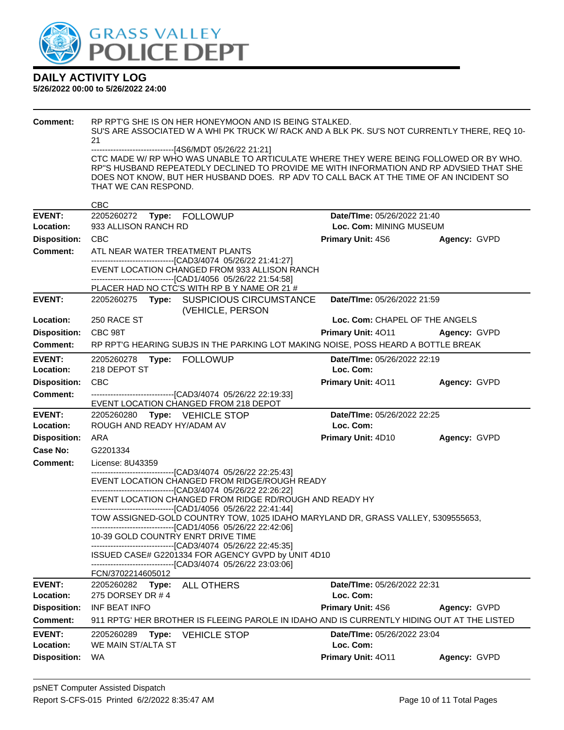**DAILY ACTIVITY LOG**
**5/26/2022 00:00 to 5/26/2022 24:00**

**Comment:** RP RPT'G SHE IS ON HER HONEYMOON AND IS BEING STALKED.
SU'S ARE ASSOCIATED W A WHI PK TRUCK W/ RACK AND A BLK PK. SU'S NOT CURRENTLY THERE, REQ 10-21
------------------------------[4S6/MDT 05/26/22 21:21]
CTC MADE W/ RP WHO WAS UNABLE TO ARTICULATE WHERE THEY WERE BEING FOLLOWED OR BY WHO. RP"S HUSBAND REPEATEDLY DECLINED TO PROVIDE ME WITH INFORMATION AND RP ADVSIED THAT SHE DOES NOT KNOW, BUT HER HUSBAND DOES. RP ADV TO CALL BACK AT THE TIME OF AN INCIDENT SO THAT WE CAN RESPOND.

CBC

---

**EVENT:** 2205260272 **Type:** FOLLOWUP **Date/TIme:** 05/26/2022 21:40
**Location:** 933 ALLISON RANCH RD **Loc. Com:** MINING MUSEUM
**Disposition:** CBC **Primary Unit:** 4S6 **Agency:** GVPD
**Comment:** ATL NEAR WATER TREATMENT PLANTS
------------------------------[CAD3/4074 05/26/22 21:41:27]
EVENT LOCATION CHANGED FROM 933 ALLISON RANCH
------------------------------[CAD1/4056 05/26/22 21:54:58]
PLACER HAD NO CTC'S WITH RP B Y NAME OR 21 #

---

**EVENT:** 2205260275 **Type:** SUSPICIOUS CIRCUMSTANCE (VEHICLE, PERSON **Date/TIme:** 05/26/2022 21:59
**Location:** 250 RACE ST **Loc. Com:** CHAPEL OF THE ANGELS
**Disposition:** CBC 98T **Primary Unit:** 4O11 **Agency:** GVPD
**Comment:** RP RPT'G HEARING SUBJS IN THE PARKING LOT MAKING NOISE, POSS HEARD A BOTTLE BREAK

---

**EVENT:** 2205260278 **Type:** FOLLOWUP **Date/TIme:** 05/26/2022 22:19
**Location:** 218 DEPOT ST **Loc. Com:**
**Disposition:** CBC **Primary Unit:** 4O11 **Agency:** GVPD
**Comment:** ------------------------------[CAD3/4074 05/26/22 22:19:33]
EVENT LOCATION CHANGED FROM 218 DEPOT

---

**EVENT:** 2205260280 **Type:** VEHICLE STOP **Date/TIme:** 05/26/2022 22:25
**Location:** ROUGH AND READY HY/ADAM AV **Loc. Com:**
**Disposition:** ARA **Primary Unit:** 4D10 **Agency:** GVPD
**Case No:** G2201334
**Comment:** License: 8U43359
------------------------------[CAD3/4074 05/26/22 22:25:43]
EVENT LOCATION CHANGED FROM RIDGE/ROUGH READY
------------------------------[CAD3/4074 05/26/22 22:26:22]
EVENT LOCATION CHANGED FROM RIDGE RD/ROUGH AND READY HY
------------------------------[CAD1/4056 05/26/22 22:41:44]
TOW ASSIGNED-GOLD COUNTRY TOW, 1025 IDAHO MARYLAND DR, GRASS VALLEY, 5309555653,
------------------------------[CAD1/4056 05/26/22 22:42:06]
10-39 GOLD COUNTRY ENRT DRIVE TIME
------------------------------[CAD3/4074 05/26/22 22:45:35]
ISSUED CASE# G2201334 FOR AGENCY GVPD by UNIT 4D10
------------------------------[CAD3/4074 05/26/22 23:03:06]
FCN/3702214605012

---

**EVENT:** 2205260282 **Type:** ALL OTHERS **Date/TIme:** 05/26/2022 22:31
**Location:** 275 DORSEY DR # 4 **Loc. Com:**
**Disposition:** INF BEAT INFO **Primary Unit:** 4S6 **Agency:** GVPD
**Comment:** 911 RPTG' HER BROTHER IS FLEEING PAROLE IN IDAHO AND IS CURRENTLY HIDING OUT AT THE LISTED

---

**EVENT:** 2205260289 **Type:** VEHICLE STOP **Date/TIme:** 05/26/2022 23:04
**Location:** WE MAIN ST/ALTA ST **Loc. Com:**
**Disposition:** WA **Primary Unit:** 4O11 **Agency:** GVPD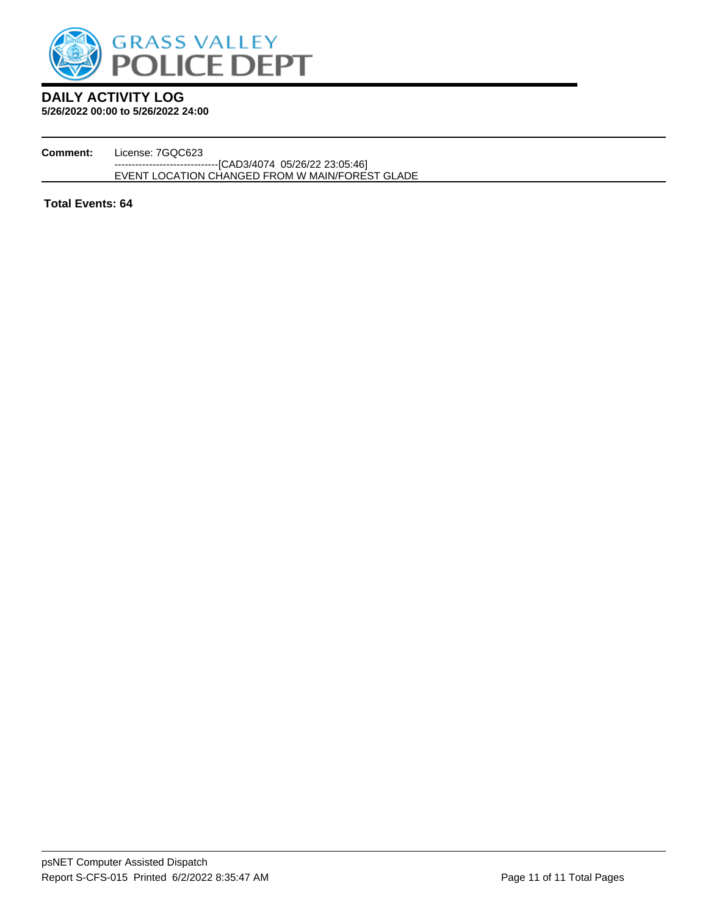**Comment:** License: 7GQC623
------------------------------[CAD3/4074 05/26/22 23:05:46]
EVENT LOCATION CHANGED FROM W MAIN/FOREST GLADE

**Total Events: 64**